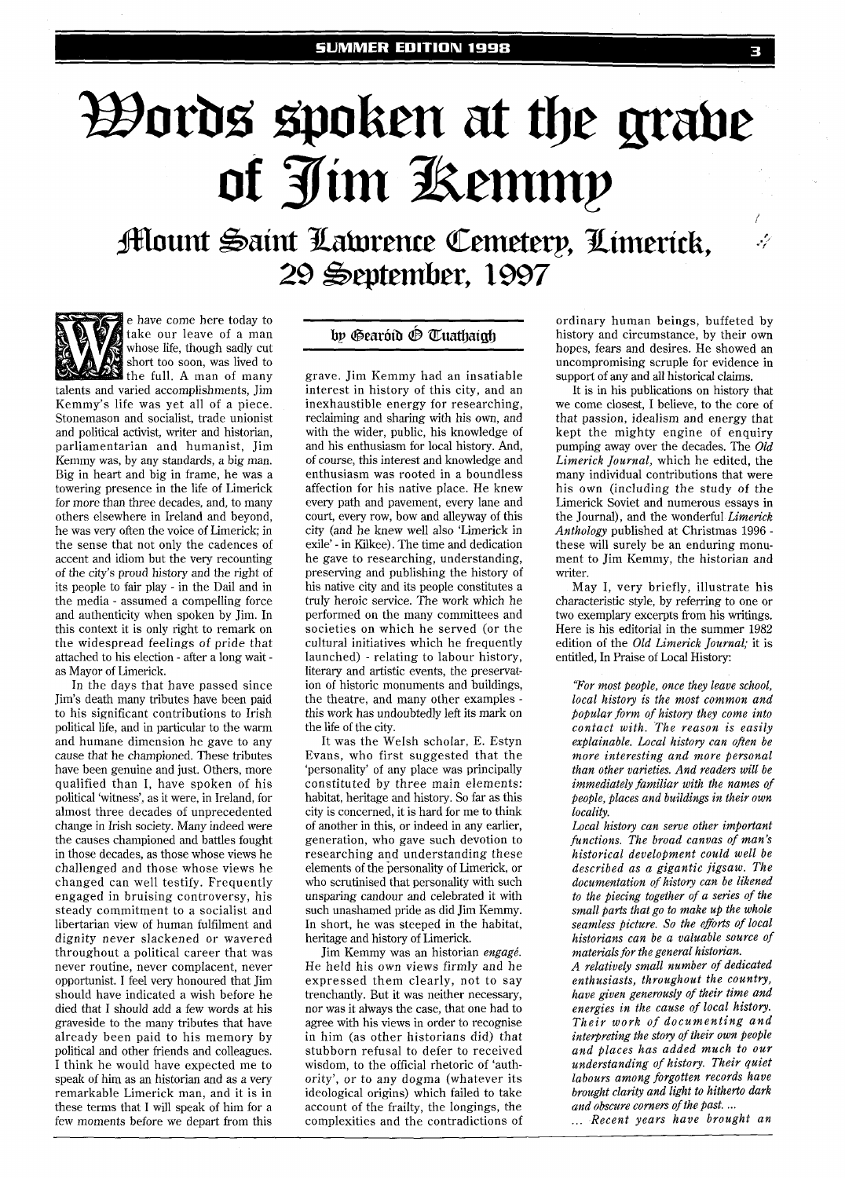# Words spoken at the grave of Jim Kemmy

## Mount Saint Lawrence Cemetery, Limerick, 29 September, 1997

**by Gearóid Ó Tuathaigh**

We have come here today to take our leave of a man whose life, though sadly cut short too soon, was lived to the full. A man of many talents and varied accomplishments, Jim Kemmy's life was yet all of a piece. Stonemason and socialist, trade unionist and political activist, writer and historian, parliamentarian and humanist, Jim Kemmy was, by any standards, a big man. Big in heart and big in frame, he was a towering presence in the life of Limerick for more than three decades, and, to many others elsewhere in Ireland and beyond, he was very often the voice of Limerick; in the sense that not only the cadences of accent and idiom but the very recounting of the city's proud history and the right of its people to fair play - in the Dail and in the media - assumed a compelling force and authenticity when spoken by Jim. In this context it is only right to remark on the widespread feelings of pride that attached to his election - after a long wait - as Mayor of Limerick.

In the days that have passed since Jim's death many tributes have been paid to his significant contributions to Irish political life, and in particular to the warm and humane dimension he gave to any cause that he championed. These tributes have been genuine and just. Others, more qualified than I, have spoken of his political 'witness', as it were, in Ireland, for almost three decades of unprecedented change in Irish society. Many indeed were the causes championed and battles fought in those decades, as those whose views he challenged and those whose views he changed can well testify. Frequently engaged in bruising controversy, his steady commitment to a socialist and libertarian view of human fulfilment and dignity never slackened or wavered throughout a political career that was never routine, never complacent, never opportunist. I feel very honoured that Jim should have indicated a wish before he died that I should add a few words at his graveside to the many tributes that have already been paid to his memory by political and other friends and colleagues. I think he would have expected me to speak of him as an historian and as a very remarkable Limerick man, and it is in these terms that I will speak of him for a few moments before we depart from this grave. Jim Kemmy had an insatiable interest in history of this city, and an inexhaustible energy for researching, reclaiming and sharing with his own, and with the wider, public, his knowledge of and his enthusiasm for local history. And, of course, this interest and knowledge and enthusiasm was rooted in a boundless affection for his native place. He knew every path and pavement, every lane and court, every row, bow and alleyway of this city (and he knew well also 'Limerick in exile' - in Kilkee). The time and dedication he gave to researching, understanding, preserving and publishing the history of his native city and its people constitutes a truly heroic service. The work which he performed on the many committees and societies on which he served (or the cultural initiatives which he frequently launched) - relating to labour history, literary and artistic events, the preservation of historic monuments and buildings, the theatre, and many other examples - this work has undoubtedly left its mark on the life of the city.

It was the Welsh scholar, E. Estyn Evans, who first suggested that the 'personality' of any place was principally constituted by three main elements: habitat, heritage and history. So far as this city is concerned, it is hard for me to think of another in this, or indeed in any earlier, generation, who gave such devotion to researching and understanding these elements of the personality of Limerick, or who scrutinised that personality with such unsparing candour and celebrated it with such unashamed pride as did Jim Kemmy. In short, he was steeped in the habitat, heritage and history of Limerick.

Jim Kemmy was an historian *engagé*. He held his own views firmly and he expressed them clearly, not to say trenchantly. But it was neither necessary, nor was it always the case, that one had to agree with his views in order to recognise in him (as other historians did) that stubborn refusal to defer to received wisdom, to the official rhetoric of 'authority', or to any dogma (whatever its ideological origins) which failed to take account of the frailty, the longings, the complexities and the contradictions of ordinary human beings, buffeted by history and circumstance, by their own hopes, fears and desires. He showed an uncompromising scruple for evidence in support of any and all historical claims.

It is in his publications on history that we come closest, I believe, to the core of that passion, idealism and energy that kept the mighty engine of enquiry pumping away over the decades. The *Old Limerick Journal*, which he edited, the many individual contributions that were his own (including the study of the Limerick Soviet and numerous essays in the Journal), and the wonderful *Limerick Anthology* published at Christmas 1996 - these will surely be an enduring monument to Jim Kemmy, the historian and writer.

May I, very briefly, illustrate his characteristic style, by referring to one or two exemplary excerpts from his writings. Here is his editorial in the summer 1982 edition of the *Old Limerick Journal*; it is entitled, In Praise of Local History:

> *"For most people, once they leave school, local history is the most common and popular form of history they come into contact with. The reason is easily explainable. Local history can often be more interesting and more personal than other varieties. And readers will be immediately familiar with the names of people, places and buildings in their own locality.*
>
> *Local history can serve other important functions. The broad canvas of man's historical development could well be described as a gigantic jigsaw. The documentation of history can be likened to the piecing together of a series of the small parts that go to make up the whole seamless picture. So the efforts of local historians can be a valuable source of materials for the general historian.*
>
> *A relatively small number of dedicated enthusiasts, throughout the country, have given generously of their time and energies in the cause of local history. Their work of documenting and interpreting the story of their own people and places has added much to our understanding of history. Their quiet labours among forgotten records have brought clarity and light to hitherto dark and obscure corners of the past. ...*
>
> *... Recent years have brought an*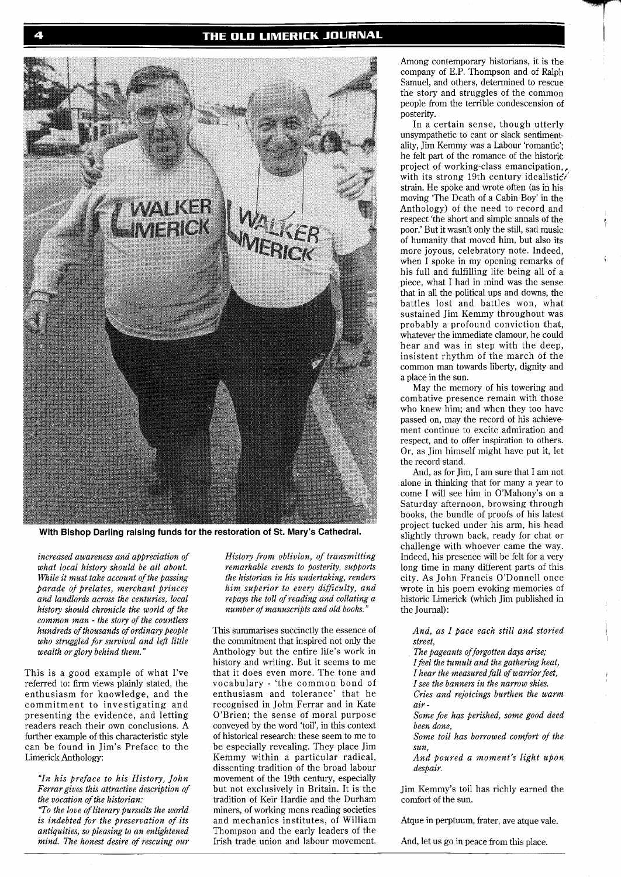With Bishop Darling raising funds for the restoration of St. Mary's Cathedral.

*increased awareness and appreciation of what local history should be all about. While it must take account of the passing parade of prelates, merchant princes and landlords across the centuries, local history should chronicle the world of the common man - the story of the countless hundreds of thousands of ordinary people who struggled for survival and left little wealth or glory behind them."*

This is a good example of what I've referred to: firm views plainly stated, the enthusiasm for knowledge, and the commitment to investigating and presenting the evidence, and letting readers reach their own conclusions. A further example of this characteristic style can be found in Jim's Preface to the Limerick Anthology:

> *"In his preface to his History, John Ferrar gives this attractive description of the vocation of the historian:*
>
> *"To the love of literary pursuits the world is indebted for the preservation of its antiquities, so pleasing to an enlightened mind. The honest desire of rescuing our History from oblivion, of transmitting remarkable events to posterity, supports the historian in his undertaking, renders him superior to every difficulty, and repays the toll of reading and collating a number of manuscripts and old books."*

This summarises succinctly the essence of the commitment that inspired not only the Anthology but the entire life's work in history and writing. But it seems to me that it does even more. The tone and vocabulary - 'the common bond of enthusiasm and tolerance' that he recognised in John Ferrar and in Kate O'Brien; the sense of moral purpose conveyed by the word 'toil', in this context of historical research: these seem to me to be especially revealing. They place Jim Kemmy within a particular radical, dissenting tradition of the broad labour movement of the 19th century, especially but not exclusively in Britain. It is the tradition of Keir Hardie and the Durham miners, of working mens reading societies and mechanics institutes, of William Thompson and the early leaders of the Irish trade union and labour movement. Among contemporary historians, it is the company of E.P. Thompson and of Ralph Samuel, and others, determined to rescue the story and struggles of the common people from the terrible condescension of posterity.

In a certain sense, though utterly unsympathetic to cant or slack sentimentality, Jim Kemmy was a Labour 'romantic'; he felt part of the romance of the historic project of working-class emancipation, with its strong 19th century idealistic strain. He spoke and wrote often (as in his moving 'The Death of a Cabin Boy' in the Anthology) of the need to record and respect 'the short and simple annals of the poor.' But it wasn't only the still, sad music of humanity that moved him, but also its more joyous, celebratory note. Indeed, when I spoke in my opening remarks of his full and fulfilling life being all of a piece, what I had in mind was the sense that in all the political ups and downs, the battles lost and battles won, what sustained Jim Kemmy throughout was probably a profound conviction that, whatever the immediate clamour, he could hear and was in step with the deep, insistent rhythm of the march of the common man towards liberty, dignity and a place in the sun.

May the memory of his towering and combative presence remain with those who knew him; and when they too have passed on, may the record of his achievement continue to excite admiration and respect, and to offer inspiration to others. Or, as Jim himself might have put it, let the record stand.

And, as for Jim, I am sure that I am not alone in thinking that for many a year to come I will see him in O'Mahony's on a Saturday afternoon, browsing through books, the bundle of proofs of his latest project tucked under his arm, his head slightly thrown back, ready for chat or challenge with whoever came the way. Indeed, his presence will be felt for a very long time in many different parts of this city. As John Francis O'Donnell once wrote in his poem evoking memories of historic Limerick (which Jim published in the Journal):

> *And, as I pace each still and storied street,*
> *The pageants of forgotten days arise;*
> *I feel the tumult and the gathering heat,*
> *I hear the measured fall of warrior feet,*
> *I see the banners in the narrow skies.*
> *Cries and rejoicings burthen the warm air -*
> *Some foe has perished, some good deed been done,*
> *Some toil has borrowed comfort of the sun,*
> *And poured a moment's light upon despair.*

Jim Kemmy's toil has richly earned the comfort of the sun.

Atque in perptuum, frater, ave atque vale.

And, let us go in peace from this place.